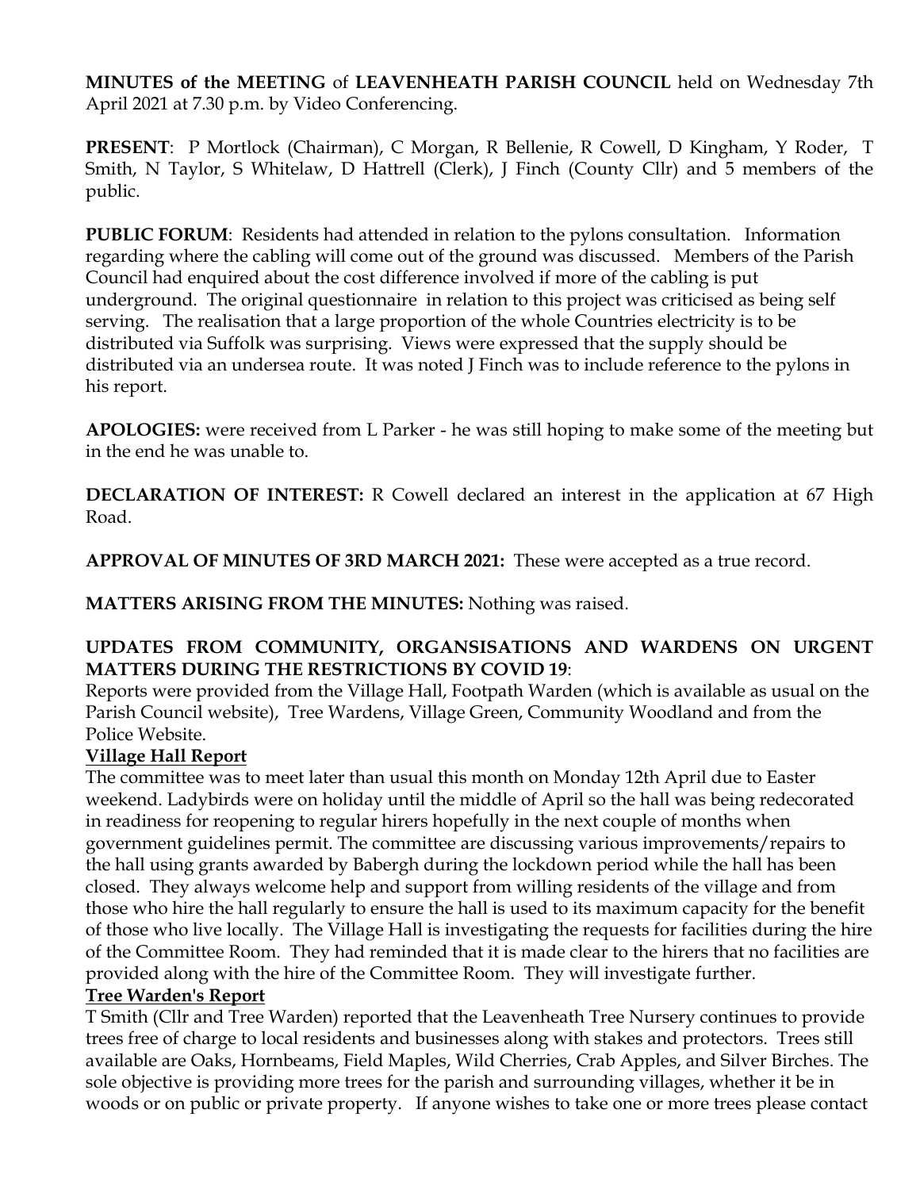**MINUTES of the MEETING** of **LEAVENHEATH PARISH COUNCIL** held on Wednesday 7th April 2021 at 7.30 p.m. by Video Conferencing.

**PRESENT**: P Mortlock (Chairman), C Morgan, R Bellenie, R Cowell, D Kingham, Y Roder, T Smith, N Taylor, S Whitelaw, D Hattrell (Clerk), J Finch (County Cllr) and 5 members of the public.

**PUBLIC FORUM**: Residents had attended in relation to the pylons consultation. Information regarding where the cabling will come out of the ground was discussed. Members of the Parish Council had enquired about the cost difference involved if more of the cabling is put underground. The original questionnaire in relation to this project was criticised as being self serving. The realisation that a large proportion of the whole Countries electricity is to be distributed via Suffolk was surprising. Views were expressed that the supply should be distributed via an undersea route. It was noted J Finch was to include reference to the pylons in his report.

**APOLOGIES:** were received from L Parker - he was still hoping to make some of the meeting but in the end he was unable to.

**DECLARATION OF INTEREST:** R Cowell declared an interest in the application at 67 High Road.

**APPROVAL OF MINUTES OF 3RD MARCH 2021:** These were accepted as a true record.

**MATTERS ARISING FROM THE MINUTES:** Nothing was raised.

**UPDATES FROM COMMUNITY, ORGANSISATIONS AND WARDENS ON URGENT MATTERS DURING THE RESTRICTIONS BY COVID 19**:

Reports were provided from the Village Hall, Footpath Warden (which is available as usual on the Parish Council website), Tree Wardens, Village Green, Community Woodland and from the Police Website.

**Village Hall Report**

The committee was to meet later than usual this month on Monday 12th April due to Easter weekend. Ladybirds were on holiday until the middle of April so the hall was being redecorated in readiness for reopening to regular hirers hopefully in the next couple of months when government guidelines permit. The committee are discussing various improvements/repairs to the hall using grants awarded by Babergh during the lockdown period while the hall has been closed. They always welcome help and support from willing residents of the village and from those who hire the hall regularly to ensure the hall is used to its maximum capacity for the benefit of those who live locally. The Village Hall is investigating the requests for facilities during the hire of the Committee Room. They had reminded that it is made clear to the hirers that no facilities are provided along with the hire of the Committee Room. They will investigate further.

**Tree Warden's Report**

T Smith (Cllr and Tree Warden) reported that the Leavenheath Tree Nursery continues to provide trees free of charge to local residents and businesses along with stakes and protectors. Trees still available are Oaks, Hornbeams, Field Maples, Wild Cherries, Crab Apples, and Silver Birches. The sole objective is providing more trees for the parish and surrounding villages, whether it be in woods or on public or private property. If anyone wishes to take one or more trees please contact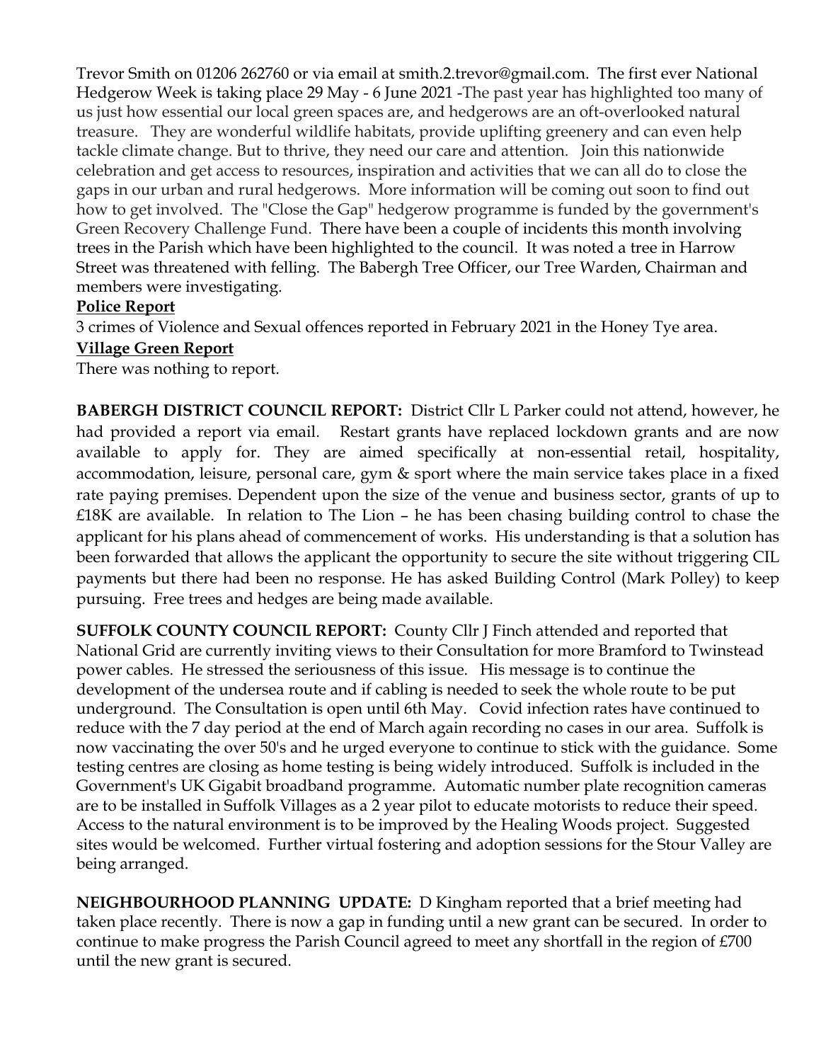Trevor Smith on 01206 262760 or via email at smith.2.trevor@gmail.com. The first ever National Hedgerow Week is taking place 29 May - 6 June 2021 -The past year has highlighted too many of us just how essential our local green spaces are, and hedgerows are an oft-overlooked natural treasure. They are wonderful wildlife habitats, provide uplifting greenery and can even help tackle climate change. But to thrive, they need our care and attention. Join this nationwide celebration and get access to resources, inspiration and activities that we can all do to close the gaps in our urban and rural hedgerows. More information will be coming out soon to find out how to get involved. The "Close the Gap" hedgerow programme is funded by the government's Green Recovery Challenge Fund. There have been a couple of incidents this month involving trees in the Parish which have been highlighted to the council. It was noted a tree in Harrow Street was threatened with felling. The Babergh Tree Officer, our Tree Warden, Chairman and members were investigating.

**Police Report**

3 crimes of Violence and Sexual offences reported in February 2021 in the Honey Tye area.

**Village Green Report**

There was nothing to report.

**BABERGH DISTRICT COUNCIL REPORT:** District Cllr L Parker could not attend, however, he had provided a report via email. Restart grants have replaced lockdown grants and are now available to apply for. They are aimed specifically at non-essential retail, hospitality, accommodation, leisure, personal care, gym & sport where the main service takes place in a fixed rate paying premises. Dependent upon the size of the venue and business sector, grants of up to £18K are available. In relation to The Lion – he has been chasing building control to chase the applicant for his plans ahead of commencement of works. His understanding is that a solution has been forwarded that allows the applicant the opportunity to secure the site without triggering CIL payments but there had been no response. He has asked Building Control (Mark Polley) to keep pursuing. Free trees and hedges are being made available.

**SUFFOLK COUNTY COUNCIL REPORT:** County Cllr J Finch attended and reported that National Grid are currently inviting views to their Consultation for more Bramford to Twinstead power cables. He stressed the seriousness of this issue. His message is to continue the development of the undersea route and if cabling is needed to seek the whole route to be put underground. The Consultation is open until 6th May. Covid infection rates have continued to reduce with the 7 day period at the end of March again recording no cases in our area. Suffolk is now vaccinating the over 50's and he urged everyone to continue to stick with the guidance. Some testing centres are closing as home testing is being widely introduced. Suffolk is included in the Government's UK Gigabit broadband programme. Automatic number plate recognition cameras are to be installed in Suffolk Villages as a 2 year pilot to educate motorists to reduce their speed. Access to the natural environment is to be improved by the Healing Woods project. Suggested sites would be welcomed. Further virtual fostering and adoption sessions for the Stour Valley are being arranged.

**NEIGHBOURHOOD PLANNING UPDATE:** D Kingham reported that a brief meeting had taken place recently. There is now a gap in funding until a new grant can be secured. In order to continue to make progress the Parish Council agreed to meet any shortfall in the region of £700 until the new grant is secured.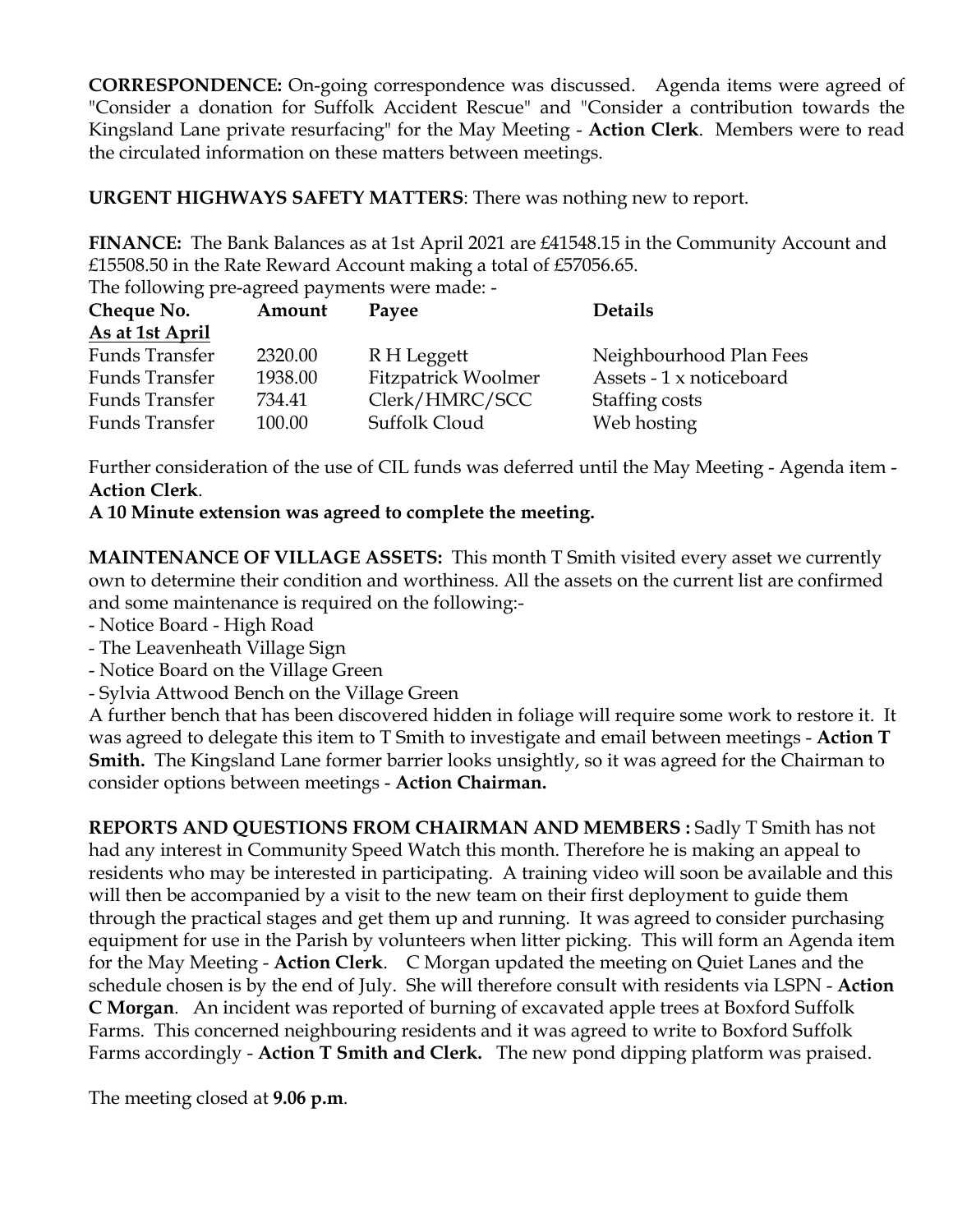**CORRESPONDENCE:** On-going correspondence was discussed. Agenda items were agreed of "Consider a donation for Suffolk Accident Rescue" and "Consider a contribution towards the Kingsland Lane private resurfacing" for the May Meeting - **Action Clerk**. Members were to read the circulated information on these matters between meetings.

**URGENT HIGHWAYS SAFETY MATTERS**: There was nothing new to report.

**FINANCE:** The Bank Balances as at 1st April 2021 are £41548.15 in the Community Account and £15508.50 in the Rate Reward Account making a total of £57056.65.

The following pre-agreed payments were made: -

| Cheque No. | Amount | Payee | Details |
|---|---|---|---|
| As at 1st April | | | |
| Funds Transfer | 2320.00 | R H Leggett | Neighbourhood Plan Fees |
| Funds Transfer | 1938.00 | Fitzpatrick Woolmer | Assets - 1 x noticeboard |
| Funds Transfer | 734.41 | Clerk/HMRC/SCC | Staffing costs |
| Funds Transfer | 100.00 | Suffolk Cloud | Web hosting |

Further consideration of the use of CIL funds was deferred until the May Meeting - Agenda item - **Action Clerk**.

**A 10 Minute extension was agreed to complete the meeting.**

**MAINTENANCE OF VILLAGE ASSETS:** This month T Smith visited every asset we currently own to determine their condition and worthiness. All the assets on the current list are confirmed and some maintenance is required on the following:-

- Notice Board - High Road
- The Leavenheath Village Sign
- Notice Board on the Village Green
- Sylvia Attwood Bench on the Village Green

A further bench that has been discovered hidden in foliage will require some work to restore it. It was agreed to delegate this item to T Smith to investigate and email between meetings - **Action T Smith.** The Kingsland Lane former barrier looks unsightly, so it was agreed for the Chairman to consider options between meetings - **Action Chairman.**

**REPORTS AND QUESTIONS FROM CHAIRMAN AND MEMBERS :** Sadly T Smith has not had any interest in Community Speed Watch this month. Therefore he is making an appeal to residents who may be interested in participating. A training video will soon be available and this will then be accompanied by a visit to the new team on their first deployment to guide them through the practical stages and get them up and running. It was agreed to consider purchasing equipment for use in the Parish by volunteers when litter picking. This will form an Agenda item for the May Meeting - **Action Clerk**. C Morgan updated the meeting on Quiet Lanes and the schedule chosen is by the end of July. She will therefore consult with residents via LSPN - **Action C Morgan**. An incident was reported of burning of excavated apple trees at Boxford Suffolk Farms. This concerned neighbouring residents and it was agreed to write to Boxford Suffolk Farms accordingly - **Action T Smith and Clerk.** The new pond dipping platform was praised.

The meeting closed at **9.06 p.m**.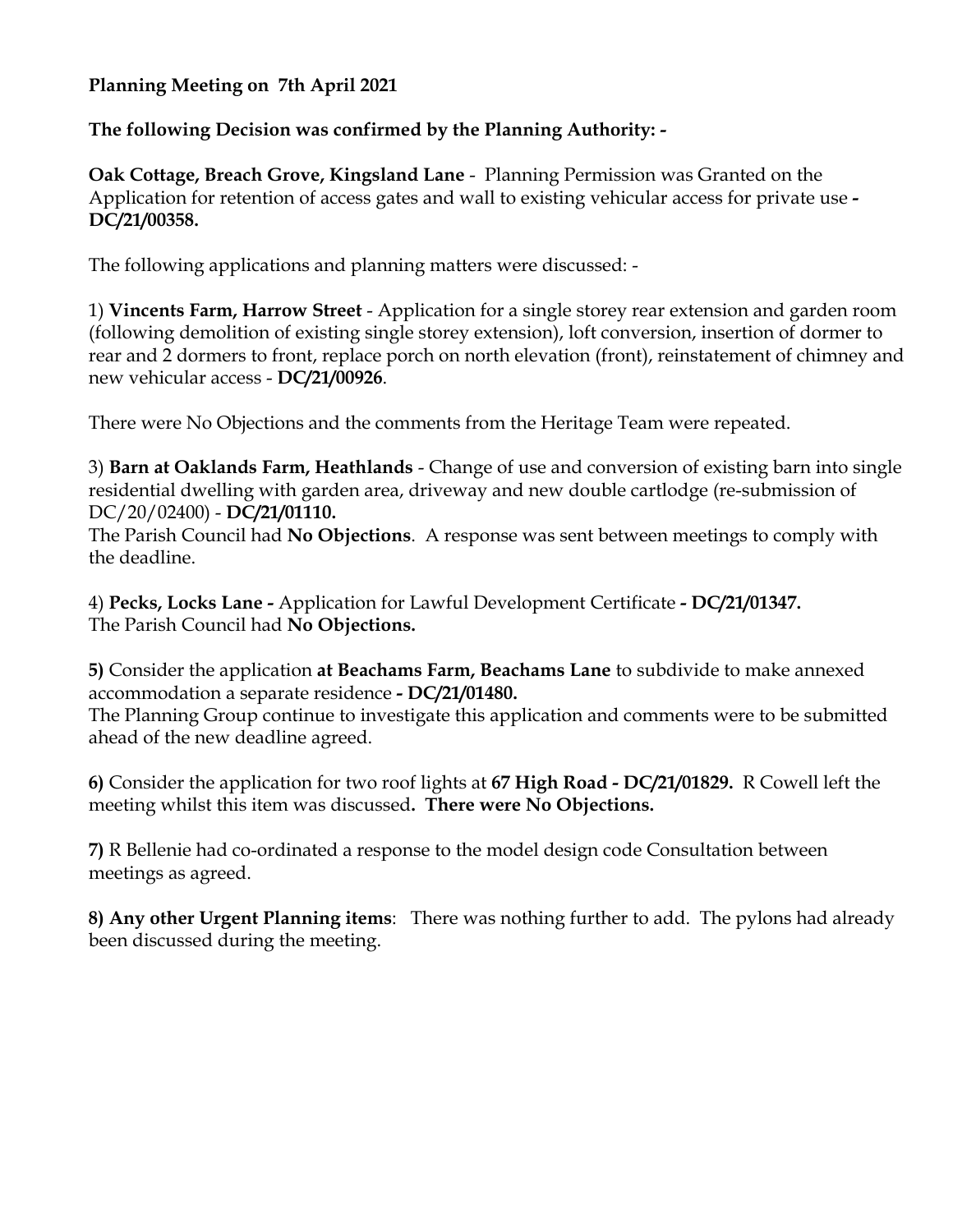**Planning Meeting on 7th April 2021**

**The following Decision was confirmed by the Planning Authority: -**

**Oak Cottage, Breach Grove, Kingsland Lane** - Planning Permission was Granted on the Application for retention of access gates and wall to existing vehicular access for private use **- DC/21/00358.**

The following applications and planning matters were discussed: -

1) **Vincents Farm, Harrow Street** - Application for a single storey rear extension and garden room (following demolition of existing single storey extension), loft conversion, insertion of dormer to rear and 2 dormers to front, replace porch on north elevation (front), reinstatement of chimney and new vehicular access - **DC/21/00926**.

There were No Objections and the comments from the Heritage Team were repeated.

3) **Barn at Oaklands Farm, Heathlands** - Change of use and conversion of existing barn into single residential dwelling with garden area, driveway and new double cartlodge (re-submission of DC/20/02400) - **DC/21/01110.**
The Parish Council had **No Objections**. A response was sent between meetings to comply with the deadline.

4) **Pecks, Locks Lane -** Application for Lawful Development Certificate **- DC/21/01347.**
The Parish Council had **No Objections.**

**5)** Consider the application **at Beachams Farm, Beachams Lane** to subdivide to make annexed accommodation a separate residence **- DC/21/01480.**
The Planning Group continue to investigate this application and comments were to be submitted ahead of the new deadline agreed.

**6)** Consider the application for two roof lights at **67 High Road - DC/21/01829.** R Cowell left the meeting whilst this item was discussed**. There were No Objections.**

**7)** R Bellenie had co-ordinated a response to the model design code Consultation between meetings as agreed.

**8) Any other Urgent Planning items**: There was nothing further to add. The pylons had already been discussed during the meeting.